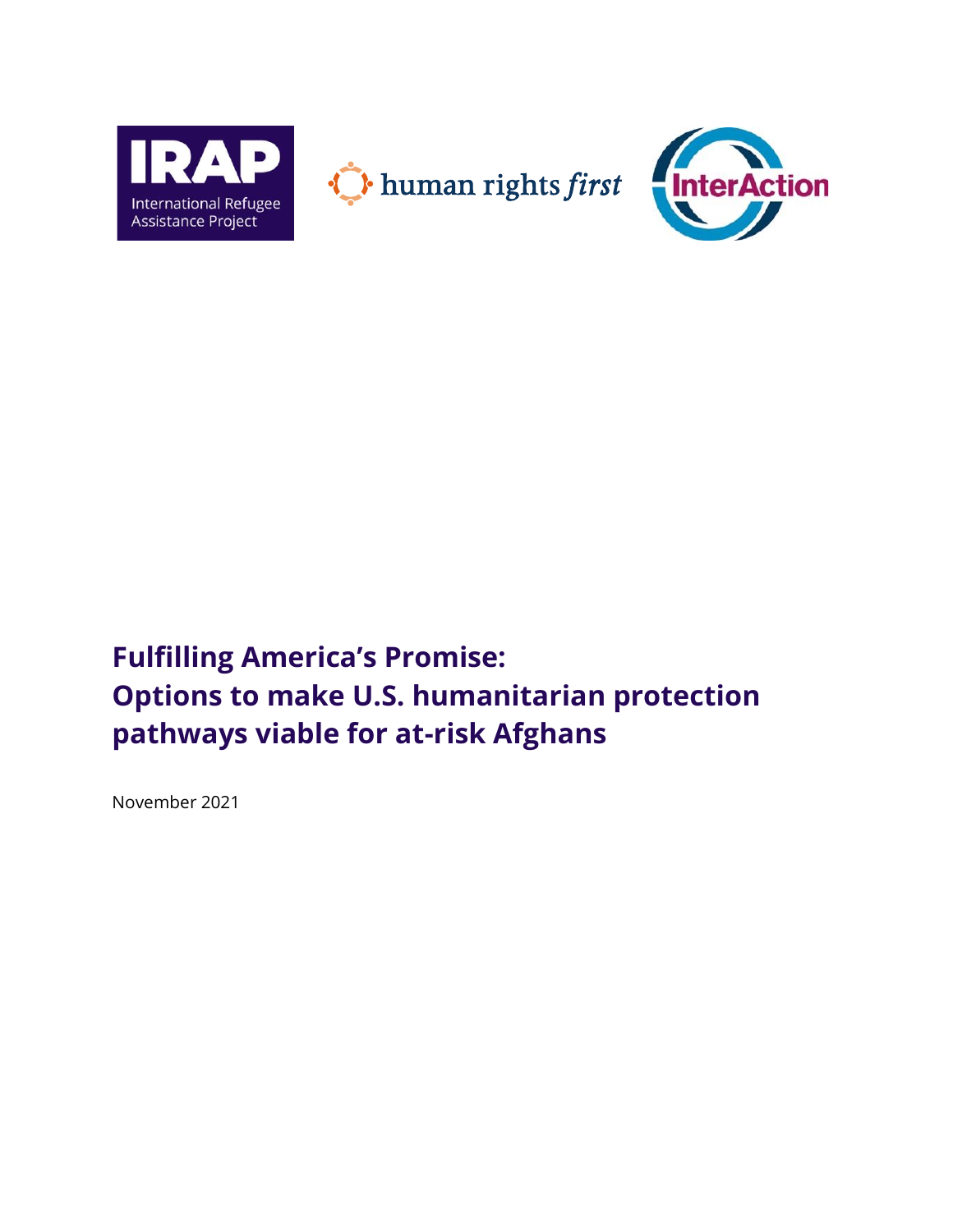IRAP International Refugee Assistance Project

human rights first

InterAction

# Fulfilling America's Promise: Options to make U.S. humanitarian protection pathways viable for at-risk Afghans

November 2021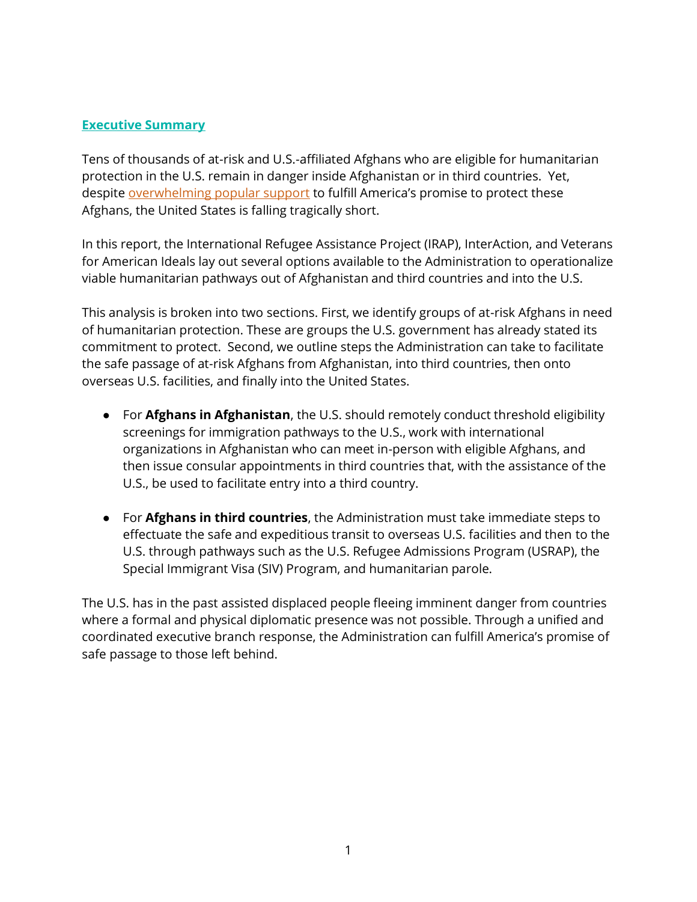## Executive Summary

Tens of thousands of at-risk and U.S.-affiliated Afghans who are eligible for humanitarian protection in the U.S. remain in danger inside Afghanistan or in third countries. Yet, despite overwhelming popular support to fulfill America's promise to protect these Afghans, the United States is falling tragically short.

In this report, the International Refugee Assistance Project (IRAP), InterAction, and Veterans for American Ideals lay out several options available to the Administration to operationalize viable humanitarian pathways out of Afghanistan and third countries and into the U.S.

This analysis is broken into two sections. First, we identify groups of at-risk Afghans in need of humanitarian protection. These are groups the U.S. government has already stated its commitment to protect. Second, we outline steps the Administration can take to facilitate the safe passage of at-risk Afghans from Afghanistan, into third countries, then onto overseas U.S. facilities, and finally into the United States.

- For **Afghans in Afghanistan**, the U.S. should remotely conduct threshold eligibility screenings for immigration pathways to the U.S., work with international organizations in Afghanistan who can meet in-person with eligible Afghans, and then issue consular appointments in third countries that, with the assistance of the U.S., be used to facilitate entry into a third country.

- For **Afghans in third countries**, the Administration must take immediate steps to effectuate the safe and expeditious transit to overseas U.S. facilities and then to the U.S. through pathways such as the U.S. Refugee Admissions Program (USRAP), the Special Immigrant Visa (SIV) Program, and humanitarian parole.

The U.S. has in the past assisted displaced people fleeing imminent danger from countries where a formal and physical diplomatic presence was not possible. Through a unified and coordinated executive branch response, the Administration can fulfill America's promise of safe passage to those left behind.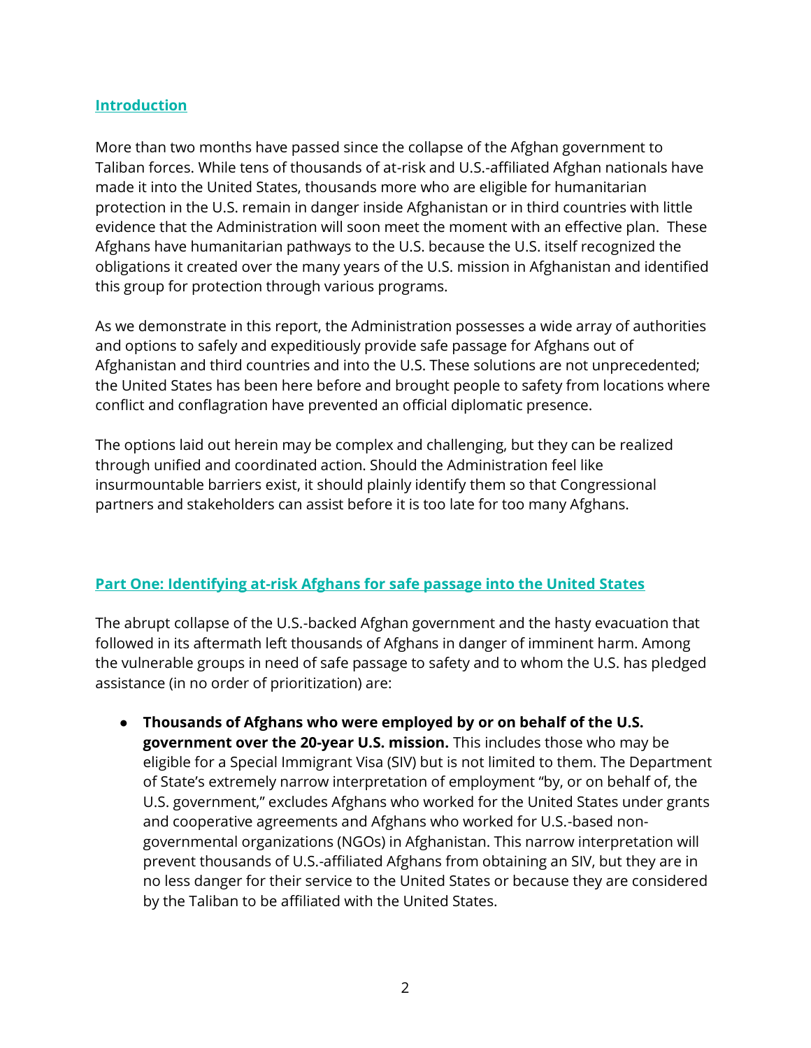## Introduction

More than two months have passed since the collapse of the Afghan government to Taliban forces. While tens of thousands of at-risk and U.S.-affiliated Afghan nationals have made it into the United States, thousands more who are eligible for humanitarian protection in the U.S. remain in danger inside Afghanistan or in third countries with little evidence that the Administration will soon meet the moment with an effective plan. These Afghans have humanitarian pathways to the U.S. because the U.S. itself recognized the obligations it created over the many years of the U.S. mission in Afghanistan and identified this group for protection through various programs.

As we demonstrate in this report, the Administration possesses a wide array of authorities and options to safely and expeditiously provide safe passage for Afghans out of Afghanistan and third countries and into the U.S. These solutions are not unprecedented; the United States has been here before and brought people to safety from locations where conflict and conflagration have prevented an official diplomatic presence.

The options laid out herein may be complex and challenging, but they can be realized through unified and coordinated action. Should the Administration feel like insurmountable barriers exist, it should plainly identify them so that Congressional partners and stakeholders can assist before it is too late for too many Afghans.

## Part One: Identifying at-risk Afghans for safe passage into the United States

The abrupt collapse of the U.S.-backed Afghan government and the hasty evacuation that followed in its aftermath left thousands of Afghans in danger of imminent harm. Among the vulnerable groups in need of safe passage to safety and to whom the U.S. has pledged assistance (in no order of prioritization) are:

- **Thousands of Afghans who were employed by or on behalf of the U.S. government over the 20-year U.S. mission.** This includes those who may be eligible for a Special Immigrant Visa (SIV) but is not limited to them. The Department of State's extremely narrow interpretation of employment "by, or on behalf of, the U.S. government," excludes Afghans who worked for the United States under grants and cooperative agreements and Afghans who worked for U.S.-based non-governmental organizations (NGOs) in Afghanistan. This narrow interpretation will prevent thousands of U.S.-affiliated Afghans from obtaining an SIV, but they are in no less danger for their service to the United States or because they are considered by the Taliban to be affiliated with the United States.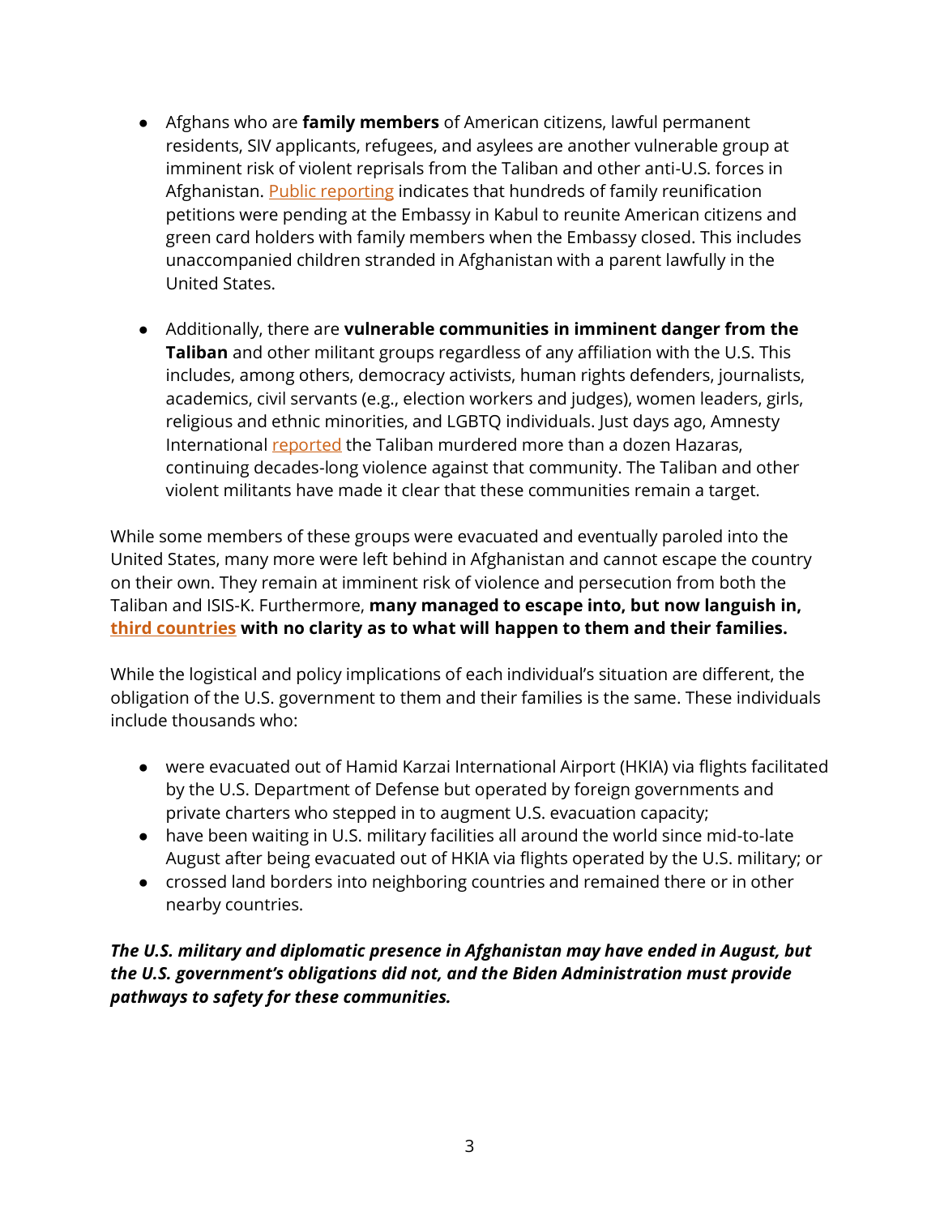- Afghans who are **family members** of American citizens, lawful permanent residents, SIV applicants, refugees, and asylees are another vulnerable group at imminent risk of violent reprisals from the Taliban and other anti-U.S. forces in Afghanistan. Public reporting indicates that hundreds of family reunification petitions were pending at the Embassy in Kabul to reunite American citizens and green card holders with family members when the Embassy closed. This includes unaccompanied children stranded in Afghanistan with a parent lawfully in the United States.

- Additionally, there are **vulnerable communities in imminent danger from the Taliban** and other militant groups regardless of any affiliation with the U.S. This includes, among others, democracy activists, human rights defenders, journalists, academics, civil servants (e.g., election workers and judges), women leaders, girls, religious and ethnic minorities, and LGBTQ individuals. Just days ago, Amnesty International reported the Taliban murdered more than a dozen Hazaras, continuing decades-long violence against that community. The Taliban and other violent militants have made it clear that these communities remain a target.

While some members of these groups were evacuated and eventually paroled into the United States, many more were left behind in Afghanistan and cannot escape the country on their own. They remain at imminent risk of violence and persecution from both the Taliban and ISIS-K. Furthermore, **many managed to escape into, but now languish in, third countries with no clarity as to what will happen to them and their families.**

While the logistical and policy implications of each individual's situation are different, the obligation of the U.S. government to them and their families is the same. These individuals include thousands who:

- were evacuated out of Hamid Karzai International Airport (HKIA) via flights facilitated by the U.S. Department of Defense but operated by foreign governments and private charters who stepped in to augment U.S. evacuation capacity;
- have been waiting in U.S. military facilities all around the world since mid-to-late August after being evacuated out of HKIA via flights operated by the U.S. military; or
- crossed land borders into neighboring countries and remained there or in other nearby countries.

***The U.S. military and diplomatic presence in Afghanistan may have ended in August, but the U.S. government's obligations did not, and the Biden Administration must provide pathways to safety for these communities.***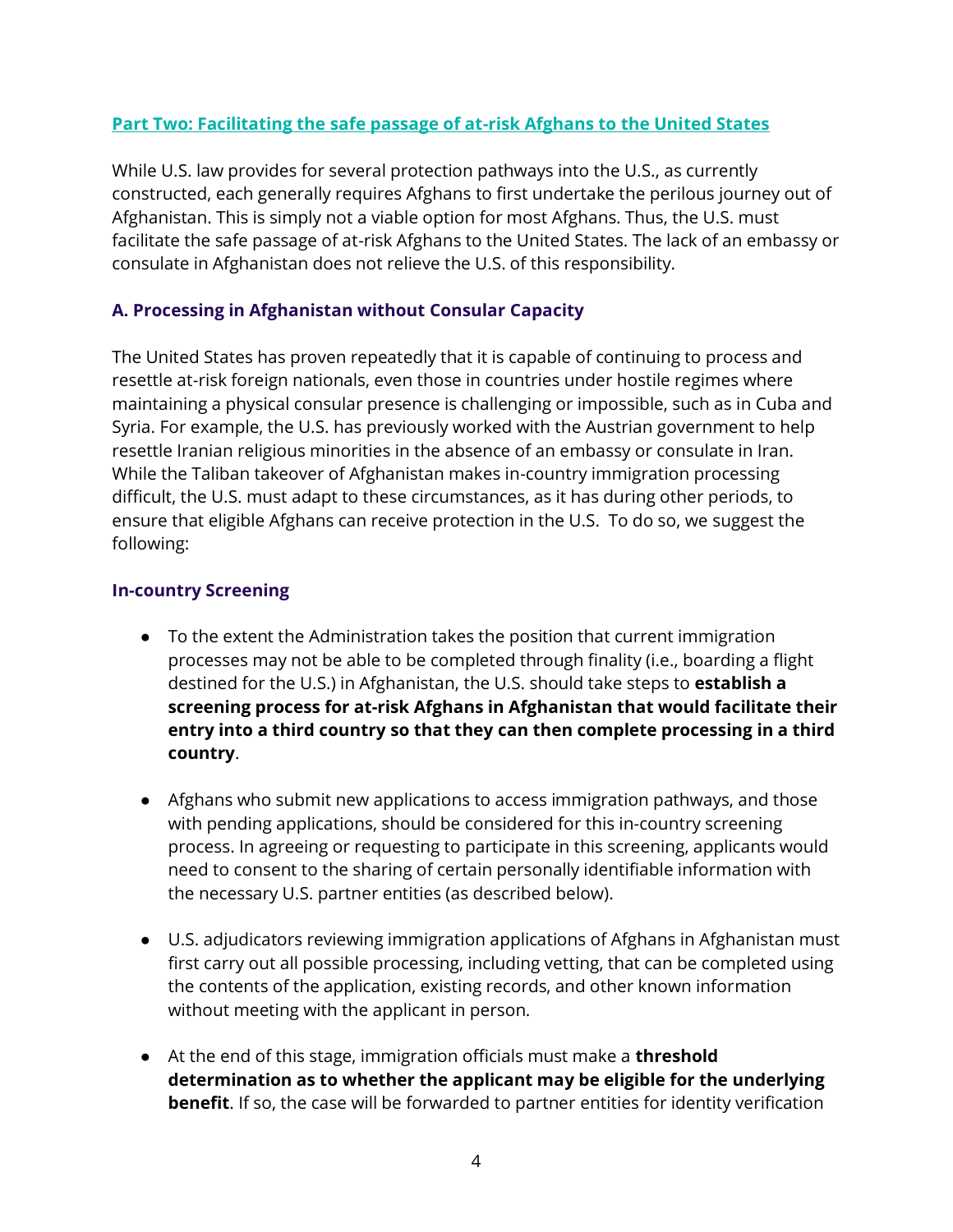## Part Two: Facilitating the safe passage of at-risk Afghans to the United States

While U.S. law provides for several protection pathways into the U.S., as currently constructed, each generally requires Afghans to first undertake the perilous journey out of Afghanistan. This is simply not a viable option for most Afghans. Thus, the U.S. must facilitate the safe passage of at-risk Afghans to the United States. The lack of an embassy or consulate in Afghanistan does not relieve the U.S. of this responsibility.

### A. Processing in Afghanistan without Consular Capacity

The United States has proven repeatedly that it is capable of continuing to process and resettle at-risk foreign nationals, even those in countries under hostile regimes where maintaining a physical consular presence is challenging or impossible, such as in Cuba and Syria. For example, the U.S. has previously worked with the Austrian government to help resettle Iranian religious minorities in the absence of an embassy or consulate in Iran. While the Taliban takeover of Afghanistan makes in-country immigration processing difficult, the U.S. must adapt to these circumstances, as it has during other periods, to ensure that eligible Afghans can receive protection in the U.S. To do so, we suggest the following:

#### In-country Screening

- To the extent the Administration takes the position that current immigration processes may not be able to be completed through finality (i.e., boarding a flight destined for the U.S.) in Afghanistan, the U.S. should take steps to **establish a screening process for at-risk Afghans in Afghanistan that would facilitate their entry into a third country so that they can then complete processing in a third country**.
- Afghans who submit new applications to access immigration pathways, and those with pending applications, should be considered for this in-country screening process. In agreeing or requesting to participate in this screening, applicants would need to consent to the sharing of certain personally identifiable information with the necessary U.S. partner entities (as described below).
- U.S. adjudicators reviewing immigration applications of Afghans in Afghanistan must first carry out all possible processing, including vetting, that can be completed using the contents of the application, existing records, and other known information without meeting with the applicant in person.
- At the end of this stage, immigration officials must make a **threshold determination as to whether the applicant may be eligible for the underlying benefit**. If so, the case will be forwarded to partner entities for identity verification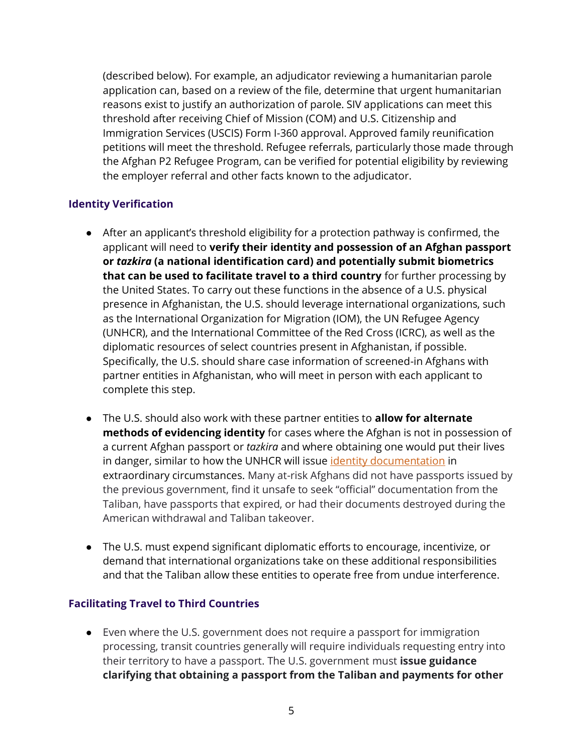(described below). For example, an adjudicator reviewing a humanitarian parole application can, based on a review of the file, determine that urgent humanitarian reasons exist to justify an authorization of parole. SIV applications can meet this threshold after receiving Chief of Mission (COM) and U.S. Citizenship and Immigration Services (USCIS) Form I-360 approval. Approved family reunification petitions will meet the threshold. Refugee referrals, particularly those made through the Afghan P2 Refugee Program, can be verified for potential eligibility by reviewing the employer referral and other facts known to the adjudicator.

### Identity Verification

- After an applicant's threshold eligibility for a protection pathway is confirmed, the applicant will need to **verify their identity and possession of an Afghan passport or *tazkira* (a national identification card) and potentially submit biometrics that can be used to facilitate travel to a third country** for further processing by the United States. To carry out these functions in the absence of a U.S. physical presence in Afghanistan, the U.S. should leverage international organizations, such as the International Organization for Migration (IOM), the UN Refugee Agency (UNHCR), and the International Committee of the Red Cross (ICRC), as well as the diplomatic resources of select countries present in Afghanistan, if possible. Specifically, the U.S. should share case information of screened-in Afghans with partner entities in Afghanistan, who will meet in person with each applicant to complete this step.

- The U.S. should also work with these partner entities to **allow for alternate methods of evidencing identity** for cases where the Afghan is not in possession of a current Afghan passport or *tazkira* and where obtaining one would put their lives in danger, similar to how the UNHCR will issue identity documentation in extraordinary circumstances. Many at-risk Afghans did not have passports issued by the previous government, find it unsafe to seek "official" documentation from the Taliban, have passports that expired, or had their documents destroyed during the American withdrawal and Taliban takeover.

- The U.S. must expend significant diplomatic efforts to encourage, incentivize, or demand that international organizations take on these additional responsibilities and that the Taliban allow these entities to operate free from undue interference.

### Facilitating Travel to Third Countries

- Even where the U.S. government does not require a passport for immigration processing, transit countries generally will require individuals requesting entry into their territory to have a passport. The U.S. government must **issue guidance clarifying that obtaining a passport from the Taliban and payments for other**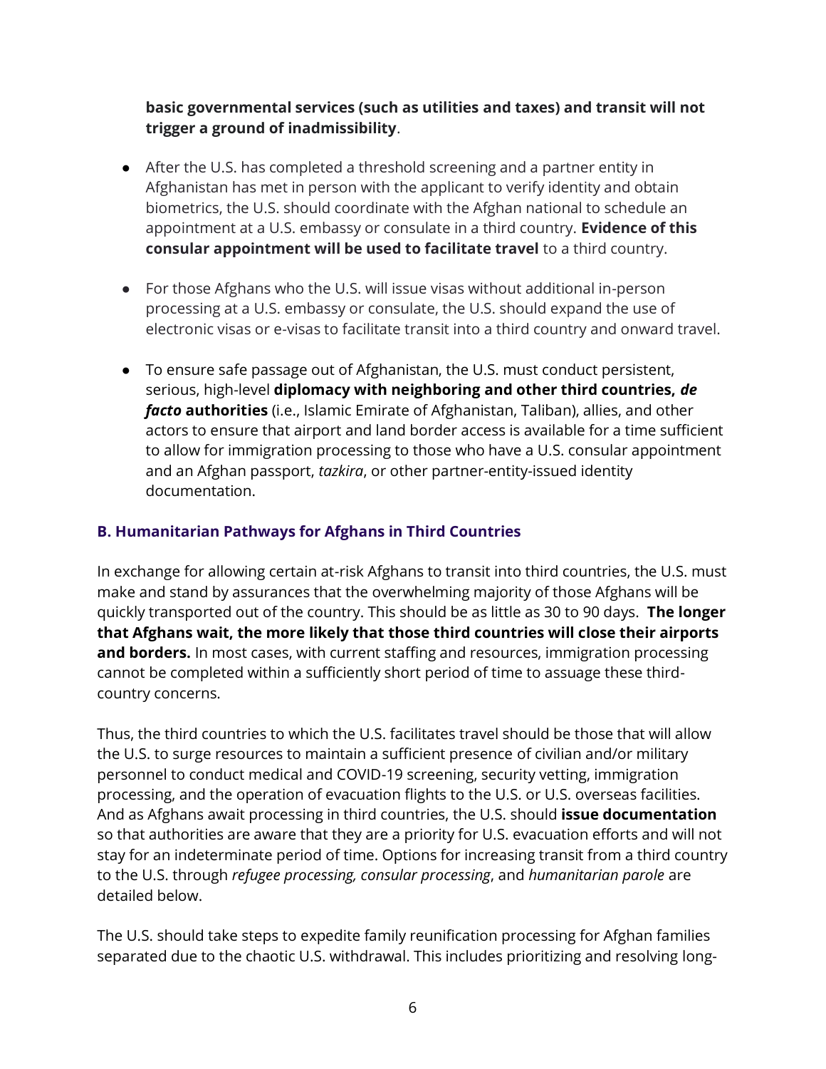**basic governmental services (such as utilities and taxes) and transit will not trigger a ground of inadmissibility**.

- After the U.S. has completed a threshold screening and a partner entity in Afghanistan has met in person with the applicant to verify identity and obtain biometrics, the U.S. should coordinate with the Afghan national to schedule an appointment at a U.S. embassy or consulate in a third country. **Evidence of this consular appointment will be used to facilitate travel** to a third country.

- For those Afghans who the U.S. will issue visas without additional in-person processing at a U.S. embassy or consulate, the U.S. should expand the use of electronic visas or e-visas to facilitate transit into a third country and onward travel.

- To ensure safe passage out of Afghanistan, the U.S. must conduct persistent, serious, high-level **diplomacy with neighboring and other third countries, *de facto* authorities** (i.e., Islamic Emirate of Afghanistan, Taliban), allies, and other actors to ensure that airport and land border access is available for a time sufficient to allow for immigration processing to those who have a U.S. consular appointment and an Afghan passport, *tazkira*, or other partner-entity-issued identity documentation.

### B. Humanitarian Pathways for Afghans in Third Countries

In exchange for allowing certain at-risk Afghans to transit into third countries, the U.S. must make and stand by assurances that the overwhelming majority of those Afghans will be quickly transported out of the country. This should be as little as 30 to 90 days. **The longer that Afghans wait, the more likely that those third countries will close their airports and borders.** In most cases, with current staffing and resources, immigration processing cannot be completed within a sufficiently short period of time to assuage these third-country concerns.

Thus, the third countries to which the U.S. facilitates travel should be those that will allow the U.S. to surge resources to maintain a sufficient presence of civilian and/or military personnel to conduct medical and COVID-19 screening, security vetting, immigration processing, and the operation of evacuation flights to the U.S. or U.S. overseas facilities. And as Afghans await processing in third countries, the U.S. should **issue documentation** so that authorities are aware that they are a priority for U.S. evacuation efforts and will not stay for an indeterminate period of time. Options for increasing transit from a third country to the U.S. through *refugee processing, consular processing*, and *humanitarian parole* are detailed below.

The U.S. should take steps to expedite family reunification processing for Afghan families separated due to the chaotic U.S. withdrawal. This includes prioritizing and resolving long-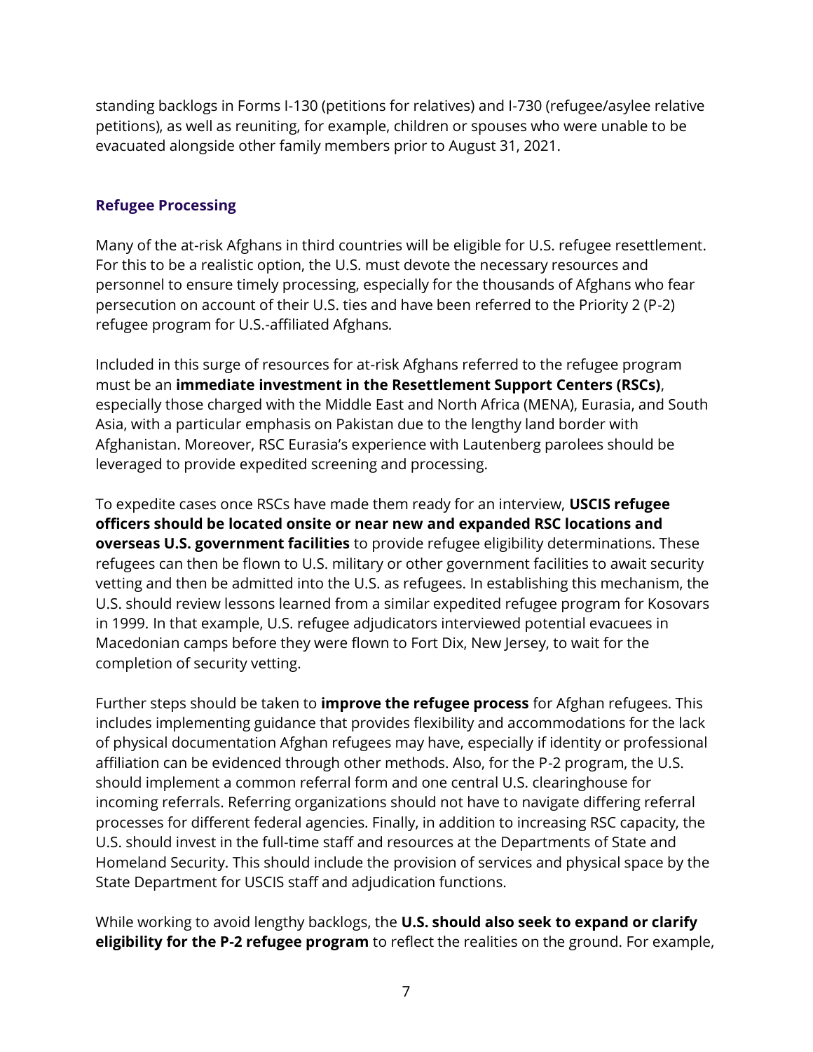standing backlogs in Forms I-130 (petitions for relatives) and I-730 (refugee/asylee relative petitions), as well as reuniting, for example, children or spouses who were unable to be evacuated alongside other family members prior to August 31, 2021.

### Refugee Processing

Many of the at-risk Afghans in third countries will be eligible for U.S. refugee resettlement. For this to be a realistic option, the U.S. must devote the necessary resources and personnel to ensure timely processing, especially for the thousands of Afghans who fear persecution on account of their U.S. ties and have been referred to the Priority 2 (P-2) refugee program for U.S.-affiliated Afghans.

Included in this surge of resources for at-risk Afghans referred to the refugee program must be an **immediate investment in the Resettlement Support Centers (RSCs)**, especially those charged with the Middle East and North Africa (MENA), Eurasia, and South Asia, with a particular emphasis on Pakistan due to the lengthy land border with Afghanistan. Moreover, RSC Eurasia's experience with Lautenberg parolees should be leveraged to provide expedited screening and processing.

To expedite cases once RSCs have made them ready for an interview, **USCIS refugee officers should be located onsite or near new and expanded RSC locations and overseas U.S. government facilities** to provide refugee eligibility determinations. These refugees can then be flown to U.S. military or other government facilities to await security vetting and then be admitted into the U.S. as refugees. In establishing this mechanism, the U.S. should review lessons learned from a similar expedited refugee program for Kosovars in 1999. In that example, U.S. refugee adjudicators interviewed potential evacuees in Macedonian camps before they were flown to Fort Dix, New Jersey, to wait for the completion of security vetting.

Further steps should be taken to **improve the refugee process** for Afghan refugees. This includes implementing guidance that provides flexibility and accommodations for the lack of physical documentation Afghan refugees may have, especially if identity or professional affiliation can be evidenced through other methods. Also, for the P-2 program, the U.S. should implement a common referral form and one central U.S. clearinghouse for incoming referrals. Referring organizations should not have to navigate differing referral processes for different federal agencies. Finally, in addition to increasing RSC capacity, the U.S. should invest in the full-time staff and resources at the Departments of State and Homeland Security. This should include the provision of services and physical space by the State Department for USCIS staff and adjudication functions.

While working to avoid lengthy backlogs, the **U.S. should also seek to expand or clarify eligibility for the P-2 refugee program** to reflect the realities on the ground. For example,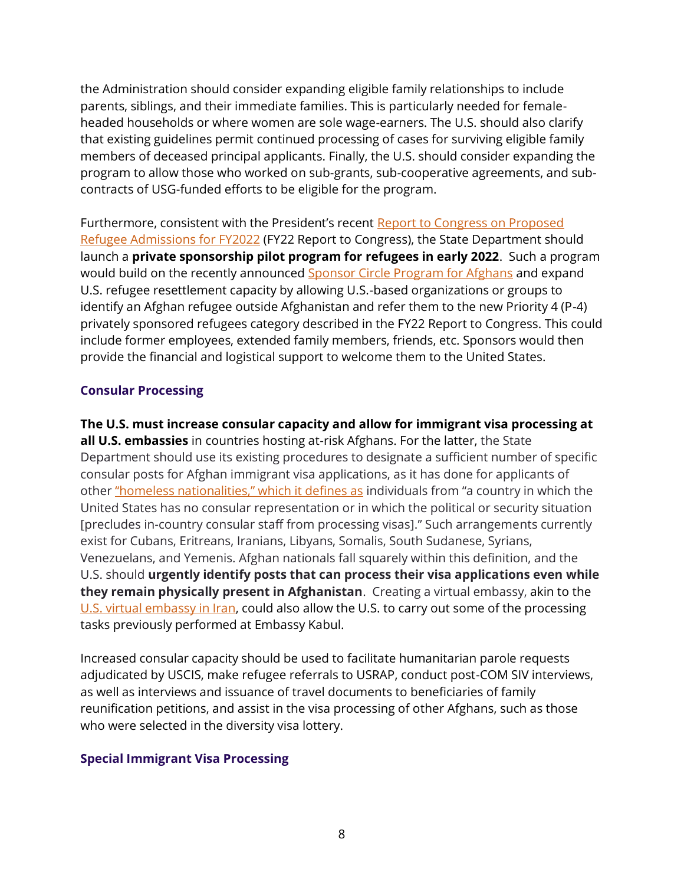the Administration should consider expanding eligible family relationships to include parents, siblings, and their immediate families. This is particularly needed for female-headed households or where women are sole wage-earners. The U.S. should also clarify that existing guidelines permit continued processing of cases for surviving eligible family members of deceased principal applicants. Finally, the U.S. should consider expanding the program to allow those who worked on sub-grants, sub-cooperative agreements, and sub-contracts of USG-funded efforts to be eligible for the program.

Furthermore, consistent with the President's recent Report to Congress on Proposed Refugee Admissions for FY2022 (FY22 Report to Congress), the State Department should launch a **private sponsorship pilot program for refugees in early 2022**. Such a program would build on the recently announced Sponsor Circle Program for Afghans and expand U.S. refugee resettlement capacity by allowing U.S.-based organizations or groups to identify an Afghan refugee outside Afghanistan and refer them to the new Priority 4 (P-4) privately sponsored refugees category described in the FY22 Report to Congress. This could include former employees, extended family members, friends, etc. Sponsors would then provide the financial and logistical support to welcome them to the United States.

### Consular Processing

**The U.S. must increase consular capacity and allow for immigrant visa processing at all U.S. embassies** in countries hosting at-risk Afghans. For the latter, the State Department should use its existing procedures to designate a sufficient number of specific consular posts for Afghan immigrant visa applications, as it has done for applicants of other "homeless nationalities," which it defines as individuals from "a country in which the United States has no consular representation or in which the political or security situation [precludes in-country consular staff from processing visas]." Such arrangements currently exist for Cubans, Eritreans, Iranians, Libyans, Somalis, South Sudanese, Syrians, Venezuelans, and Yemenis. Afghan nationals fall squarely within this definition, and the U.S. should **urgently identify posts that can process their visa applications even while they remain physically present in Afghanistan**. Creating a virtual embassy, akin to the U.S. virtual embassy in Iran, could also allow the U.S. to carry out some of the processing tasks previously performed at Embassy Kabul.

Increased consular capacity should be used to facilitate humanitarian parole requests adjudicated by USCIS, make refugee referrals to USRAP, conduct post-COM SIV interviews, as well as interviews and issuance of travel documents to beneficiaries of family reunification petitions, and assist in the visa processing of other Afghans, such as those who were selected in the diversity visa lottery.

### Special Immigrant Visa Processing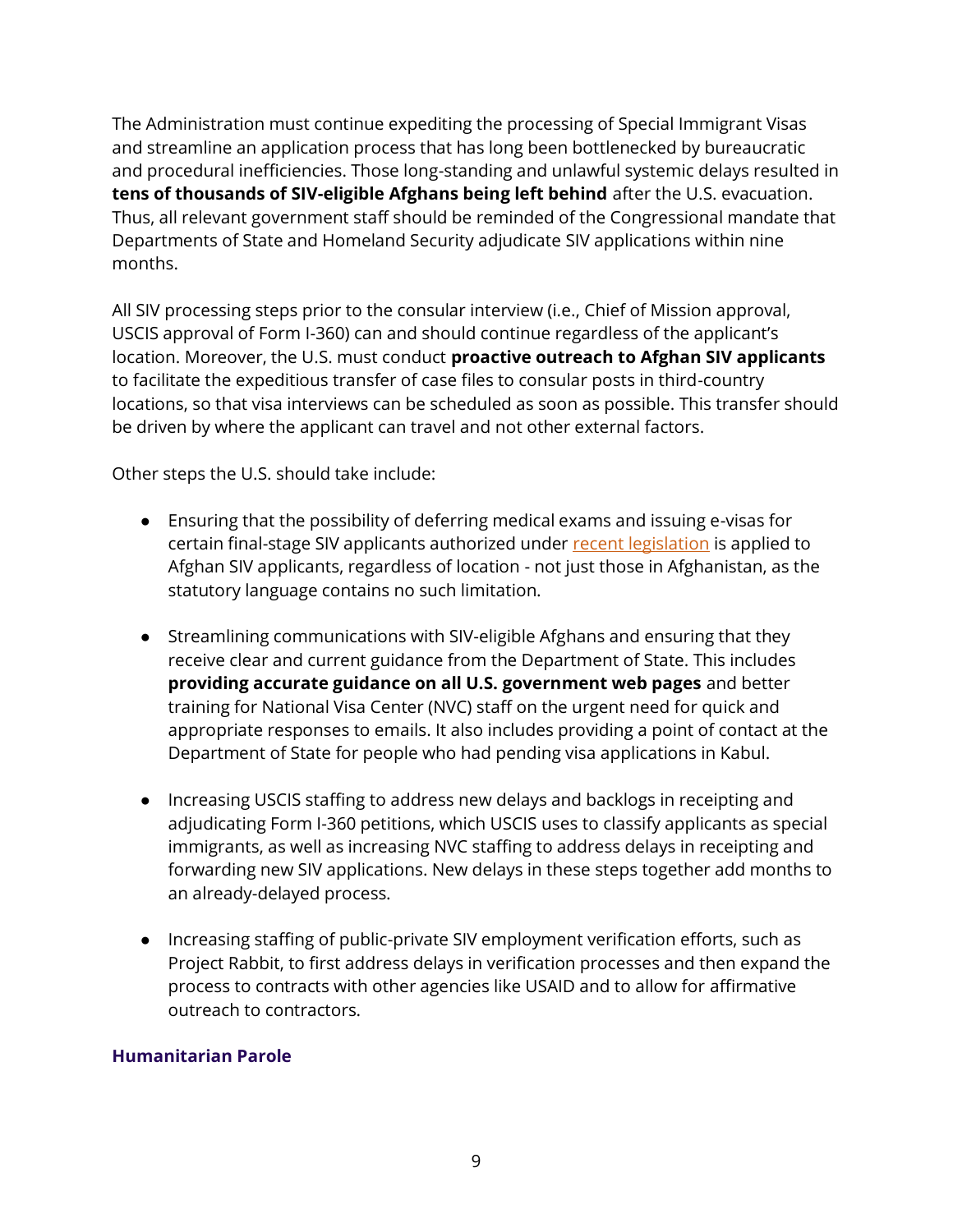The Administration must continue expediting the processing of Special Immigrant Visas and streamline an application process that has long been bottlenecked by bureaucratic and procedural inefficiencies. Those long-standing and unlawful systemic delays resulted in **tens of thousands of SIV-eligible Afghans being left behind** after the U.S. evacuation. Thus, all relevant government staff should be reminded of the Congressional mandate that Departments of State and Homeland Security adjudicate SIV applications within nine months.

All SIV processing steps prior to the consular interview (i.e., Chief of Mission approval, USCIS approval of Form I-360) can and should continue regardless of the applicant's location. Moreover, the U.S. must conduct **proactive outreach to Afghan SIV applicants** to facilitate the expeditious transfer of case files to consular posts in third-country locations, so that visa interviews can be scheduled as soon as possible. This transfer should be driven by where the applicant can travel and not other external factors.

Other steps the U.S. should take include:

- Ensuring that the possibility of deferring medical exams and issuing e-visas for certain final-stage SIV applicants authorized under recent legislation is applied to Afghan SIV applicants, regardless of location - not just those in Afghanistan, as the statutory language contains no such limitation.

- Streamlining communications with SIV-eligible Afghans and ensuring that they receive clear and current guidance from the Department of State. This includes **providing accurate guidance on all U.S. government web pages** and better training for National Visa Center (NVC) staff on the urgent need for quick and appropriate responses to emails. It also includes providing a point of contact at the Department of State for people who had pending visa applications in Kabul.

- Increasing USCIS staffing to address new delays and backlogs in receipting and adjudicating Form I-360 petitions, which USCIS uses to classify applicants as special immigrants, as well as increasing NVC staffing to address delays in receipting and forwarding new SIV applications. New delays in these steps together add months to an already-delayed process.

- Increasing staffing of public-private SIV employment verification efforts, such as Project Rabbit, to first address delays in verification processes and then expand the process to contracts with other agencies like USAID and to allow for affirmative outreach to contractors.

### Humanitarian Parole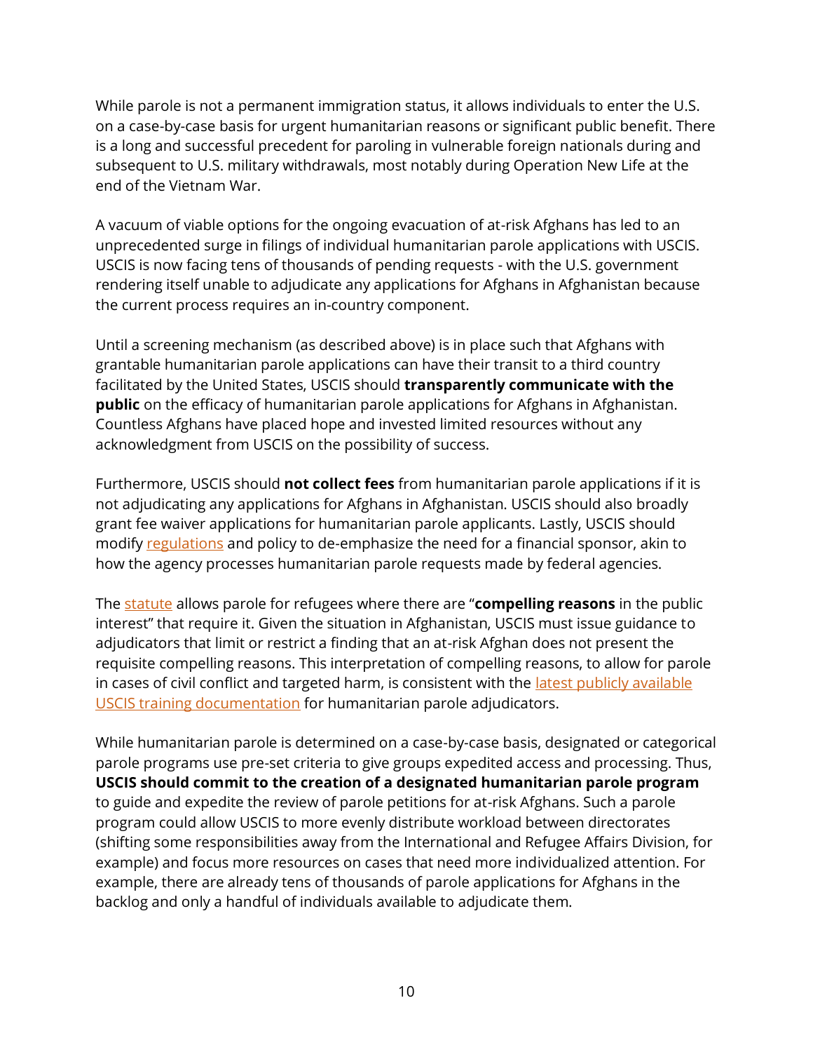While parole is not a permanent immigration status, it allows individuals to enter the U.S. on a case-by-case basis for urgent humanitarian reasons or significant public benefit. There is a long and successful precedent for paroling in vulnerable foreign nationals during and subsequent to U.S. military withdrawals, most notably during Operation New Life at the end of the Vietnam War.

A vacuum of viable options for the ongoing evacuation of at-risk Afghans has led to an unprecedented surge in filings of individual humanitarian parole applications with USCIS. USCIS is now facing tens of thousands of pending requests - with the U.S. government rendering itself unable to adjudicate any applications for Afghans in Afghanistan because the current process requires an in-country component.

Until a screening mechanism (as described above) is in place such that Afghans with grantable humanitarian parole applications can have their transit to a third country facilitated by the United States, USCIS should **transparently communicate with the public** on the efficacy of humanitarian parole applications for Afghans in Afghanistan. Countless Afghans have placed hope and invested limited resources without any acknowledgment from USCIS on the possibility of success.

Furthermore, USCIS should **not collect fees** from humanitarian parole applications if it is not adjudicating any applications for Afghans in Afghanistan. USCIS should also broadly grant fee waiver applications for humanitarian parole applicants. Lastly, USCIS should modify regulations and policy to de-emphasize the need for a financial sponsor, akin to how the agency processes humanitarian parole requests made by federal agencies.

The statute allows parole for refugees where there are "**compelling reasons** in the public interest" that require it. Given the situation in Afghanistan, USCIS must issue guidance to adjudicators that limit or restrict a finding that an at-risk Afghan does not present the requisite compelling reasons. This interpretation of compelling reasons, to allow for parole in cases of civil conflict and targeted harm, is consistent with the latest publicly available USCIS training documentation for humanitarian parole adjudicators.

While humanitarian parole is determined on a case-by-case basis, designated or categorical parole programs use pre-set criteria to give groups expedited access and processing. Thus, **USCIS should commit to the creation of a designated humanitarian parole program** to guide and expedite the review of parole petitions for at-risk Afghans. Such a parole program could allow USCIS to more evenly distribute workload between directorates (shifting some responsibilities away from the International and Refugee Affairs Division, for example) and focus more resources on cases that need more individualized attention. For example, there are already tens of thousands of parole applications for Afghans in the backlog and only a handful of individuals available to adjudicate them.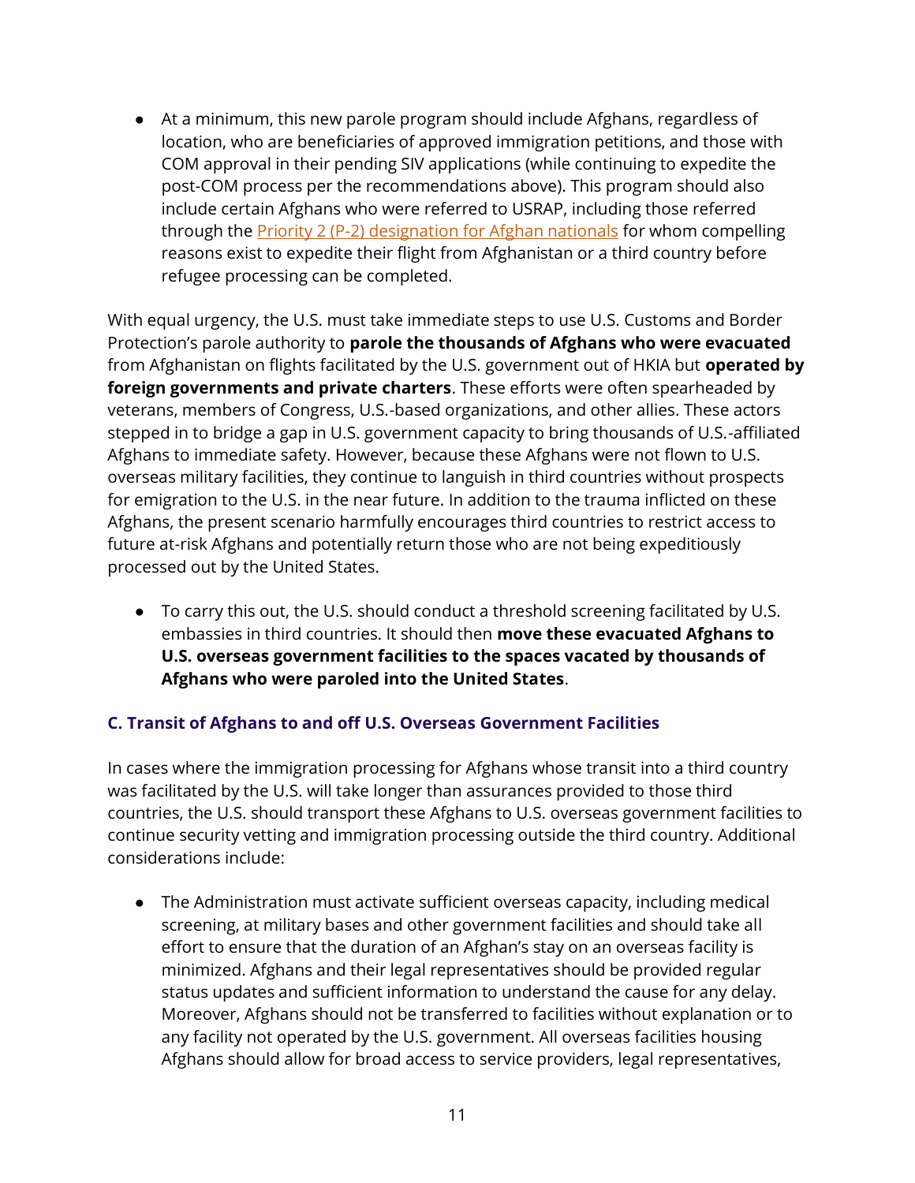- At a minimum, this new parole program should include Afghans, regardless of location, who are beneficiaries of approved immigration petitions, and those with COM approval in their pending SIV applications (while continuing to expedite the post-COM process per the recommendations above). This program should also include certain Afghans who were referred to USRAP, including those referred through the Priority 2 (P-2) designation for Afghan nationals for whom compelling reasons exist to expedite their flight from Afghanistan or a third country before refugee processing can be completed.

With equal urgency, the U.S. must take immediate steps to use U.S. Customs and Border Protection's parole authority to **parole the thousands of Afghans who were evacuated** from Afghanistan on flights facilitated by the U.S. government out of HKIA but **operated by foreign governments and private charters**. These efforts were often spearheaded by veterans, members of Congress, U.S.-based organizations, and other allies. These actors stepped in to bridge a gap in U.S. government capacity to bring thousands of U.S.-affiliated Afghans to immediate safety. However, because these Afghans were not flown to U.S. overseas military facilities, they continue to languish in third countries without prospects for emigration to the U.S. in the near future. In addition to the trauma inflicted on these Afghans, the present scenario harmfully encourages third countries to restrict access to future at-risk Afghans and potentially return those who are not being expeditiously processed out by the United States.

- To carry this out, the U.S. should conduct a threshold screening facilitated by U.S. embassies in third countries. It should then **move these evacuated Afghans to U.S. overseas government facilities to the spaces vacated by thousands of Afghans who were paroled into the United States**.

### C. Transit of Afghans to and off U.S. Overseas Government Facilities

In cases where the immigration processing for Afghans whose transit into a third country was facilitated by the U.S. will take longer than assurances provided to those third countries, the U.S. should transport these Afghans to U.S. overseas government facilities to continue security vetting and immigration processing outside the third country. Additional considerations include:

- The Administration must activate sufficient overseas capacity, including medical screening, at military bases and other government facilities and should take all effort to ensure that the duration of an Afghan's stay on an overseas facility is minimized. Afghans and their legal representatives should be provided regular status updates and sufficient information to understand the cause for any delay. Moreover, Afghans should not be transferred to facilities without explanation or to any facility not operated by the U.S. government. All overseas facilities housing Afghans should allow for broad access to service providers, legal representatives,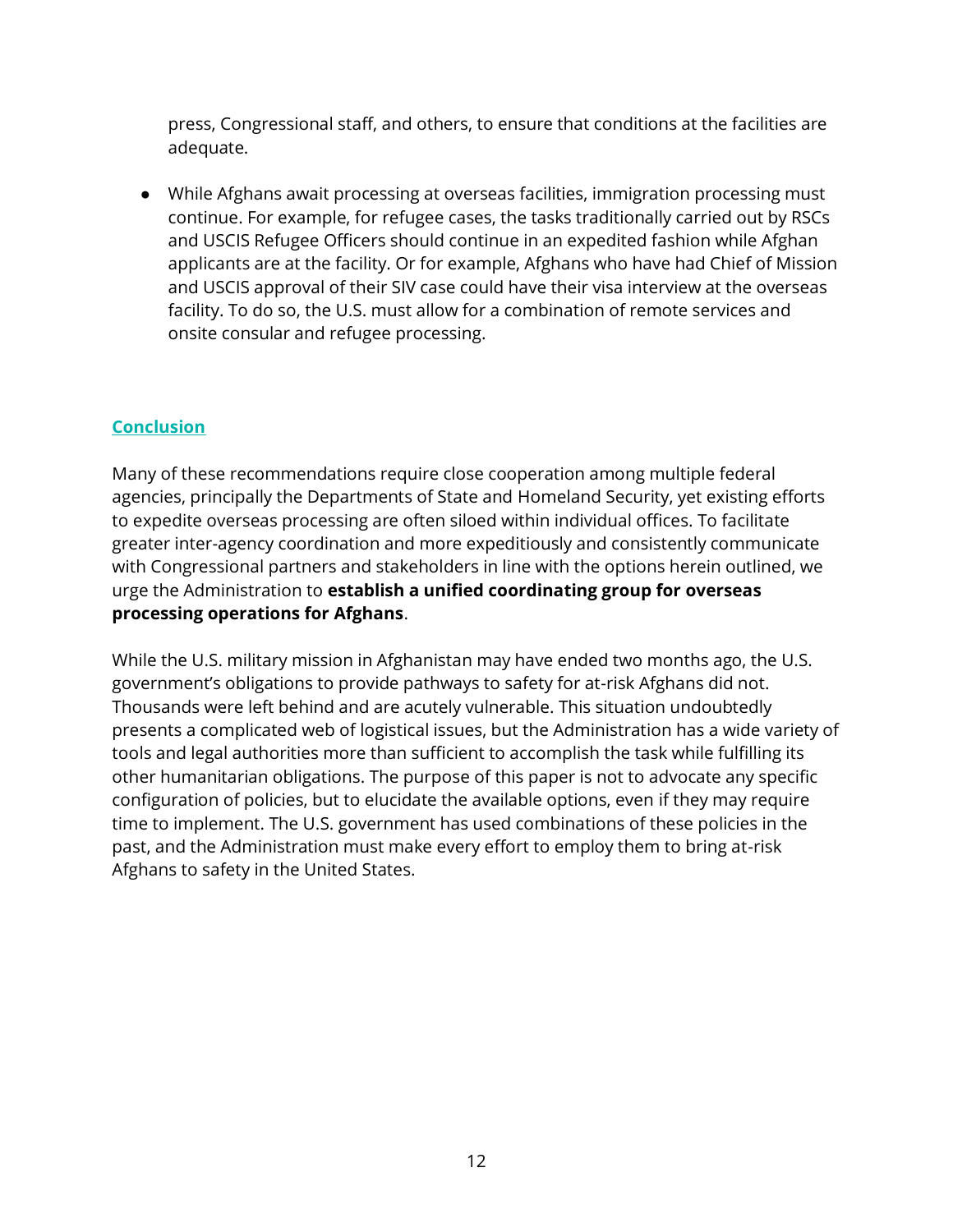press, Congressional staff, and others, to ensure that conditions at the facilities are adequate.

- While Afghans await processing at overseas facilities, immigration processing must continue. For example, for refugee cases, the tasks traditionally carried out by RSCs and USCIS Refugee Officers should continue in an expedited fashion while Afghan applicants are at the facility. Or for example, Afghans who have had Chief of Mission and USCIS approval of their SIV case could have their visa interview at the overseas facility. To do so, the U.S. must allow for a combination of remote services and onsite consular and refugee processing.

## Conclusion

Many of these recommendations require close cooperation among multiple federal agencies, principally the Departments of State and Homeland Security, yet existing efforts to expedite overseas processing are often siloed within individual offices. To facilitate greater inter-agency coordination and more expeditiously and consistently communicate with Congressional partners and stakeholders in line with the options herein outlined, we urge the Administration to **establish a unified coordinating group for overseas processing operations for Afghans**.

While the U.S. military mission in Afghanistan may have ended two months ago, the U.S. government's obligations to provide pathways to safety for at-risk Afghans did not. Thousands were left behind and are acutely vulnerable. This situation undoubtedly presents a complicated web of logistical issues, but the Administration has a wide variety of tools and legal authorities more than sufficient to accomplish the task while fulfilling its other humanitarian obligations. The purpose of this paper is not to advocate any specific configuration of policies, but to elucidate the available options, even if they may require time to implement. The U.S. government has used combinations of these policies in the past, and the Administration must make every effort to employ them to bring at-risk Afghans to safety in the United States.